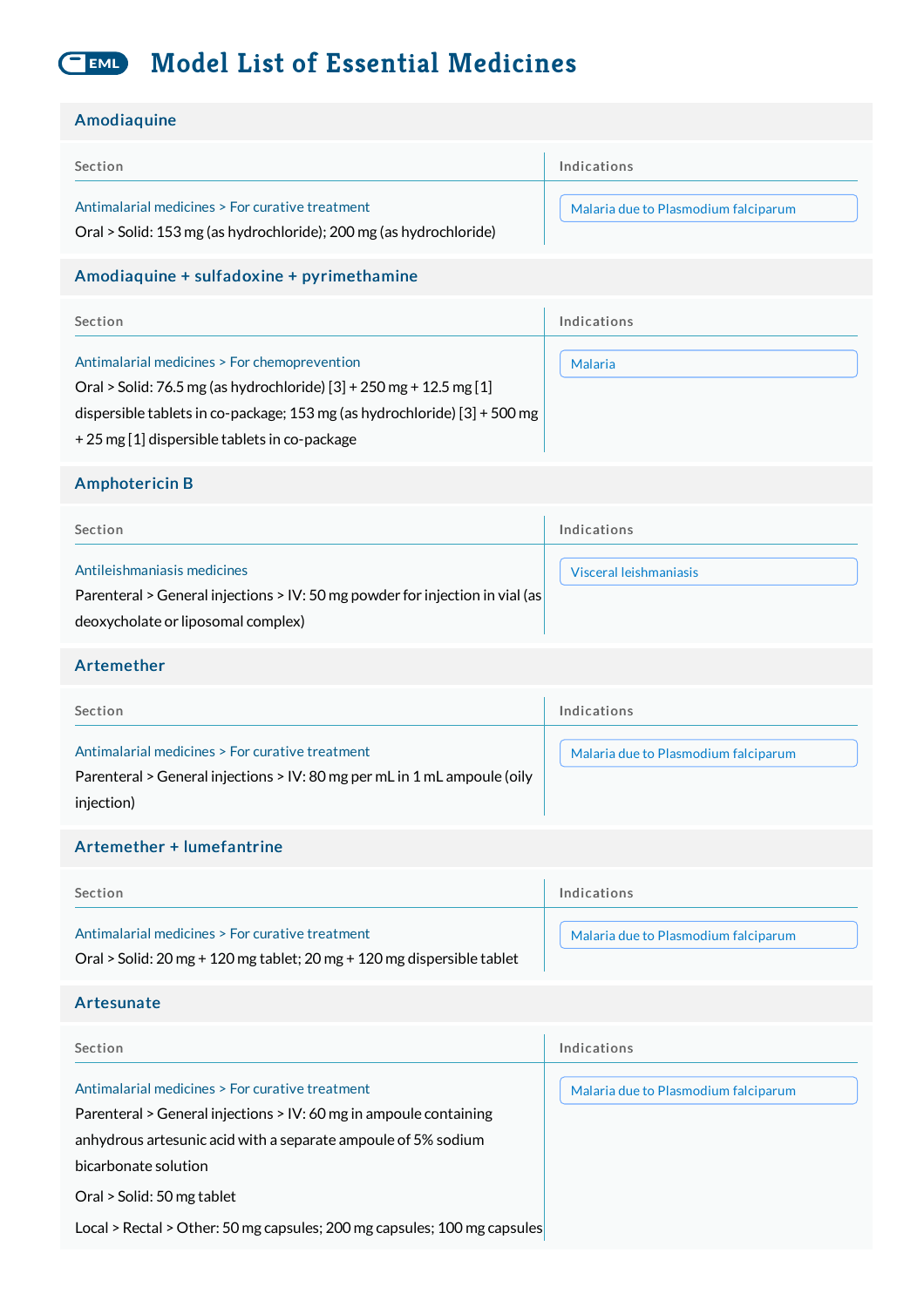# Model List of Essential Medicines

## Amodiaquine

| Section | Indications |
| --- | --- |
| Antimalarial medicines > For curative treatment<br>Oral > Solid: 153 mg (as hydrochloride); 200 mg (as hydrochloride) | Malaria due to Plasmodium falciparum |

## Amodiaquine + sulfadoxine + pyrimethamine

| Section | Indications |
| --- | --- |
| Antimalarial medicines > For chemoprevention<br>Oral > Solid: 76.5 mg (as hydrochloride) [3] + 250 mg + 12.5 mg [1] dispersible tablets in co-package; 153 mg (as hydrochloride) [3] + 500 mg + 25 mg [1] dispersible tablets in co-package | Malaria |

## Amphotericin B

| Section | Indications |
| --- | --- |
| Antileishmaniasis medicines<br>Parenteral > General injections > IV: 50 mg powder for injection in vial (as deoxycholate or liposomal complex) | Visceral leishmaniasis |

## Artemether

| Section | Indications |
| --- | --- |
| Antimalarial medicines > For curative treatment<br>Parenteral > General injections > IV: 80 mg per mL in 1 mL ampoule (oily injection) | Malaria due to Plasmodium falciparum |

## Artemether + lumefantrine

| Section | Indications |
| --- | --- |
| Antimalarial medicines > For curative treatment<br>Oral > Solid: 20 mg + 120 mg tablet; 20 mg + 120 mg dispersible tablet | Malaria due to Plasmodium falciparum |

## Artesunate

| Section | Indications |
| --- | --- |
| Antimalarial medicines > For curative treatment<br>Parenteral > General injections > IV: 60 mg in ampoule containing anhydrous artesunic acid with a separate ampoule of 5% sodium bicarbonate solution<br>Oral > Solid: 50 mg tablet<br>Local > Rectal > Other: 50 mg capsules; 200 mg capsules; 100 mg capsules | Malaria due to Plasmodium falciparum |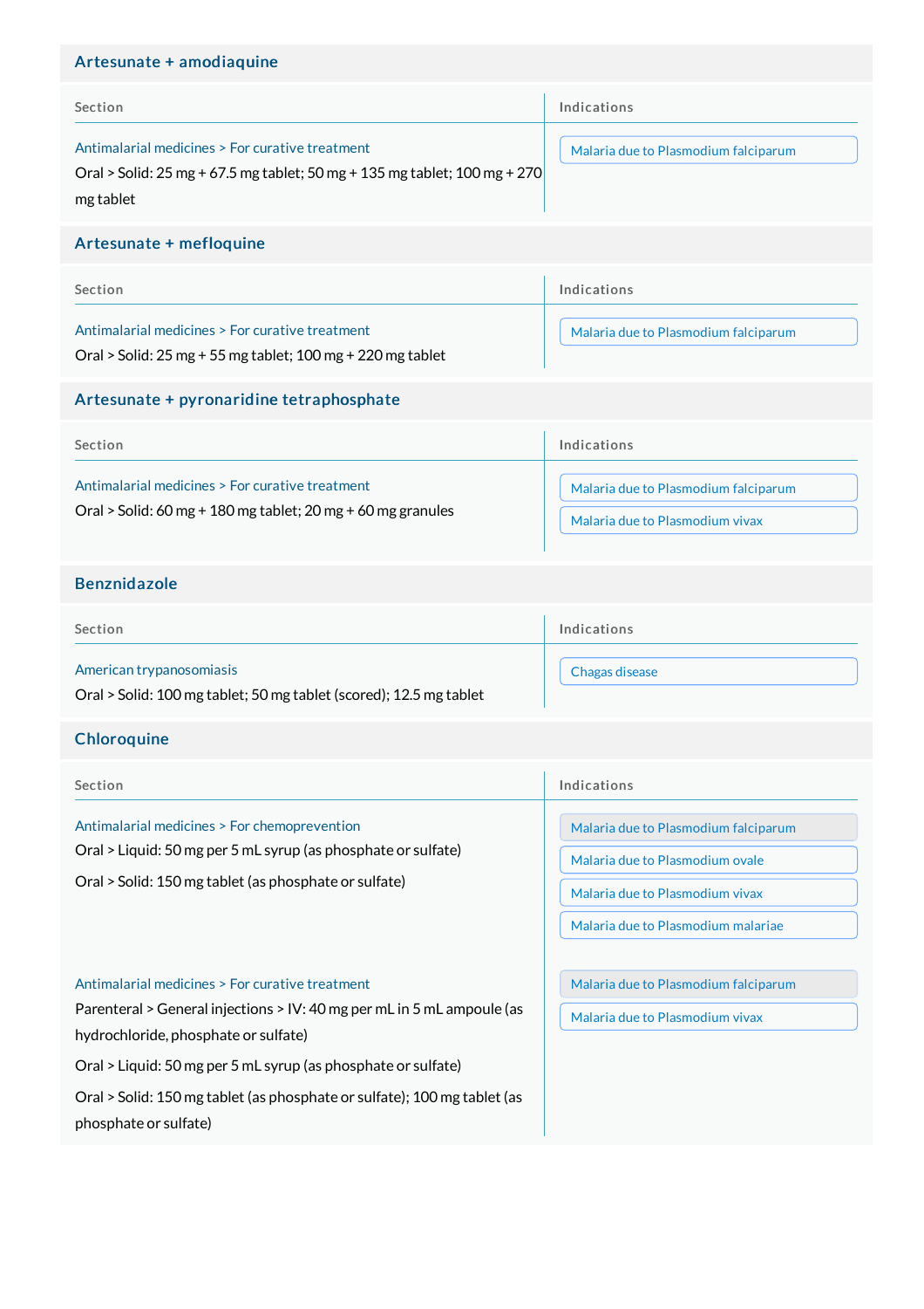## Artesunate + amodiaquine

| Section | Indications |
|---|---|
| Antimalarial medicines > For curative treatment<br>Oral > Solid: 25 mg + 67.5 mg tablet; 50 mg + 135 mg tablet; 100 mg + 270 mg tablet | Malaria due to Plasmodium falciparum |

## Artesunate + mefloquine

| Section | Indications |
|---|---|
| Antimalarial medicines > For curative treatment<br>Oral > Solid: 25 mg + 55 mg tablet; 100 mg + 220 mg tablet | Malaria due to Plasmodium falciparum |

## Artesunate + pyronaridine tetraphosphate

| Section | Indications |
|---|---|
| Antimalarial medicines > For curative treatment<br>Oral > Solid: 60 mg + 180 mg tablet; 20 mg + 60 mg granules | Malaria due to Plasmodium falciparum<br>Malaria due to Plasmodium vivax |

## Benznidazole

| Section | Indications |
|---|---|
| American trypanosomiasis<br>Oral > Solid: 100 mg tablet; 50 mg tablet (scored); 12.5 mg tablet | Chagas disease |

## Chloroquine

| Section | Indications |
|---|---|
| Antimalarial medicines > For chemoprevention<br>Oral > Liquid: 50 mg per 5 mL syrup (as phosphate or sulfate)<br>Oral > Solid: 150 mg tablet (as phosphate or sulfate) | Malaria due to Plasmodium falciparum<br>Malaria due to Plasmodium ovale<br>Malaria due to Plasmodium vivax<br>Malaria due to Plasmodium malariae |
| Antimalarial medicines > For curative treatment<br>Parenteral > General injections > IV: 40 mg per mL in 5 mL ampoule (as hydrochloride, phosphate or sulfate)<br>Oral > Liquid: 50 mg per 5 mL syrup (as phosphate or sulfate)<br>Oral > Solid: 150 mg tablet (as phosphate or sulfate); 100 mg tablet (as phosphate or sulfate) | Malaria due to Plasmodium falciparum<br>Malaria due to Plasmodium vivax |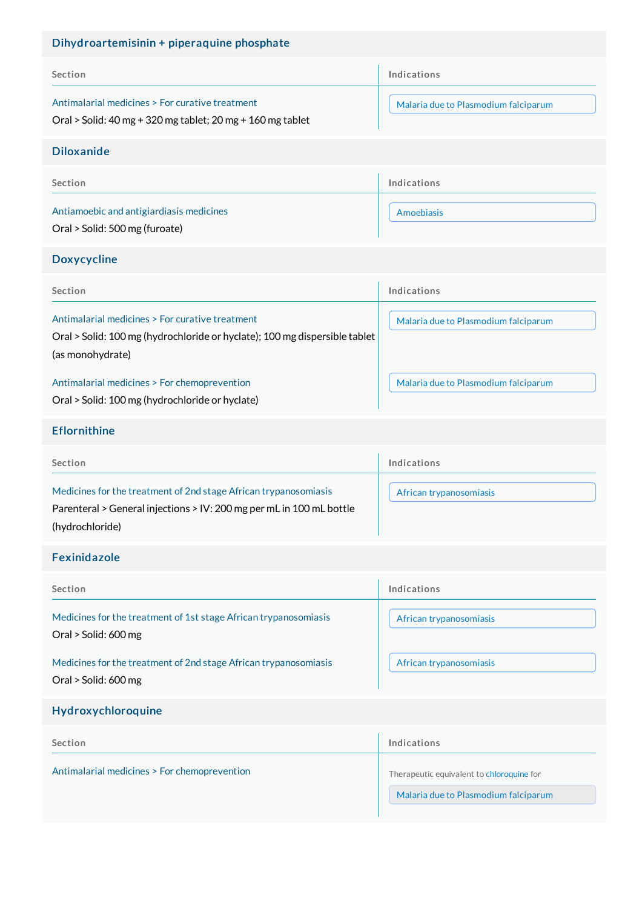## Dihydroartemisinin + piperaquine phosphate

| Section | Indications |
| --- | --- |
| Antimalarial medicines > For curative treatment<br>Oral > Solid: 40 mg + 320 mg tablet; 20 mg + 160 mg tablet | Malaria due to Plasmodium falciparum |

## Diloxanide

| Section | Indications |
| --- | --- |
| Antiamoebic and antigiardiasis medicines<br>Oral > Solid: 500 mg (furoate) | Amoebiasis |

## Doxycycline

| Section | Indications |
| --- | --- |
| Antimalarial medicines > For curative treatment<br>Oral > Solid: 100 mg (hydrochloride or hyclate); 100 mg dispersible tablet (as monohydrate) | Malaria due to Plasmodium falciparum |
| Antimalarial medicines > For chemoprevention<br>Oral > Solid: 100 mg (hydrochloride or hyclate) | Malaria due to Plasmodium falciparum |

## Eflornithine

| Section | Indications |
| --- | --- |
| Medicines for the treatment of 2nd stage African trypanosomiasis<br>Parenteral > General injections > IV: 200 mg per mL in 100 mL bottle (hydrochloride) | African trypanosomiasis |

## Fexinidazole

| Section | Indications |
| --- | --- |
| Medicines for the treatment of 1st stage African trypanosomiasis<br>Oral > Solid: 600 mg | African trypanosomiasis |
| Medicines for the treatment of 2nd stage African trypanosomiasis<br>Oral > Solid: 600 mg | African trypanosomiasis |

## Hydroxychloroquine

| Section | Indications |
| --- | --- |
| Antimalarial medicines > For chemoprevention | Therapeutic equivalent to chloroquine for<br>Malaria due to Plasmodium falciparum |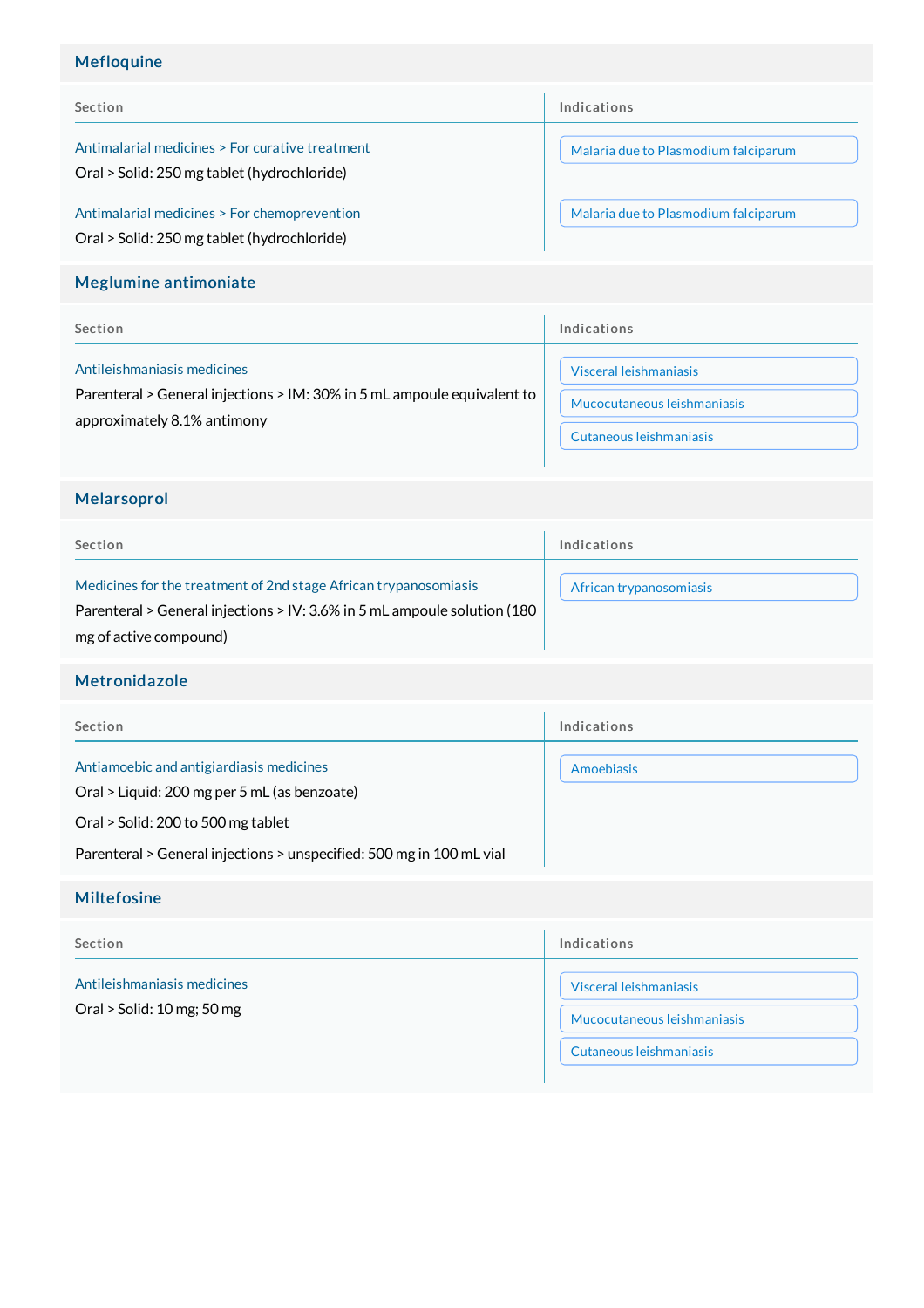## Mefloquine

| Section | Indications |
|---|---|
| Antimalarial medicines > For curative treatment<br>Oral > Solid: 250 mg tablet (hydrochloride) | Malaria due to Plasmodium falciparum |
| Antimalarial medicines > For chemoprevention<br>Oral > Solid: 250 mg tablet (hydrochloride) | Malaria due to Plasmodium falciparum |

## Meglumine antimoniate

| Section | Indications |
|---|---|
| Antileishmaniasis medicines<br>Parenteral > General injections > IM: 30% in 5 mL ampoule equivalent to approximately 8.1% antimony | Visceral leishmaniasis<br>Mucocutaneous leishmaniasis<br>Cutaneous leishmaniasis |

## Melarsoprol

| Section | Indications |
|---|---|
| Medicines for the treatment of 2nd stage African trypanosomiasis<br>Parenteral > General injections > IV: 3.6% in 5 mL ampoule solution (180 mg of active compound) | African trypanosomiasis |

## Metronidazole

| Section | Indications |
|---|---|
| Antiamoebic and antigiardiasis medicines<br>Oral > Liquid: 200 mg per 5 mL (as benzoate)<br>Oral > Solid: 200 to 500 mg tablet<br>Parenteral > General injections > unspecified: 500 mg in 100 mL vial | Amoebiasis |

## Miltefosine

| Section | Indications |
|---|---|
| Antileishmaniasis medicines<br>Oral > Solid: 10 mg; 50 mg | Visceral leishmaniasis<br>Mucocutaneous leishmaniasis<br>Cutaneous leishmaniasis |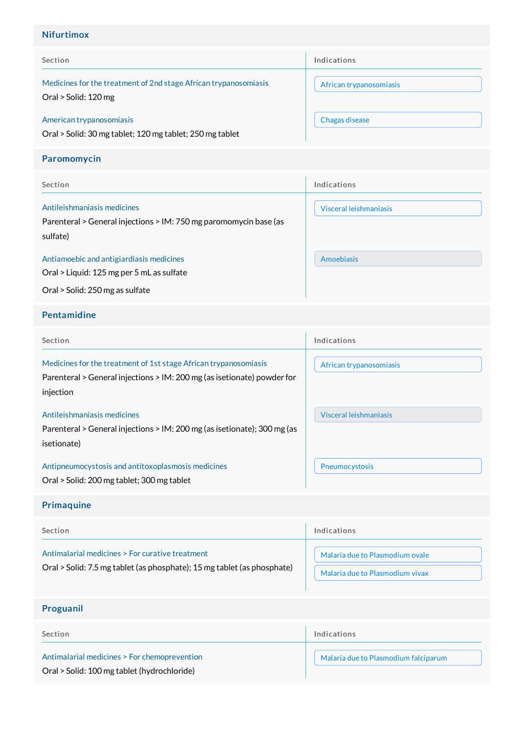## Nifurtimox

| Section | Indications |
| --- | --- |
| Medicines for the treatment of 2nd stage African trypanosomiasis<br>Oral > Solid: 120 mg | African trypanosomiasis |
| American trypanosomiasis<br>Oral > Solid: 30 mg tablet; 120 mg tablet; 250 mg tablet | Chagas disease |

## Paromomycin

| Section | Indications |
| --- | --- |
| Antileishmaniasis medicines<br>Parenteral > General injections > IM: 750 mg paromomycin base (as sulfate) | Visceral leishmaniasis |
| Antiamoebic and antigiardiasis medicines<br>Oral > Liquid: 125 mg per 5 mL as sulfate<br>Oral > Solid: 250 mg as sulfate | Amoebiasis |

## Pentamidine

| Section | Indications |
| --- | --- |
| Medicines for the treatment of 1st stage African trypanosomiasis<br>Parenteral > General injections > IM: 200 mg (as isetionate) powder for injection | African trypanosomiasis |
| Antileishmaniasis medicines<br>Parenteral > General injections > IM: 200 mg (as isetionate); 300 mg (as isetionate) | Visceral leishmaniasis |
| Antipneumocystosis and antitoxoplasmosis medicines<br>Oral > Solid: 200 mg tablet; 300 mg tablet | Pneumocystosis |

## Primaquine

| Section | Indications |
| --- | --- |
| Antimalarial medicines > For curative treatment<br>Oral > Solid: 7.5 mg tablet (as phosphate); 15 mg tablet (as phosphate) | Malaria due to Plasmodium ovale<br>Malaria due to Plasmodium vivax |

## Proguanil

| Section | Indications |
| --- | --- |
| Antimalarial medicines > For chemoprevention<br>Oral > Solid: 100 mg tablet (hydrochloride) | Malaria due to Plasmodium falciparum |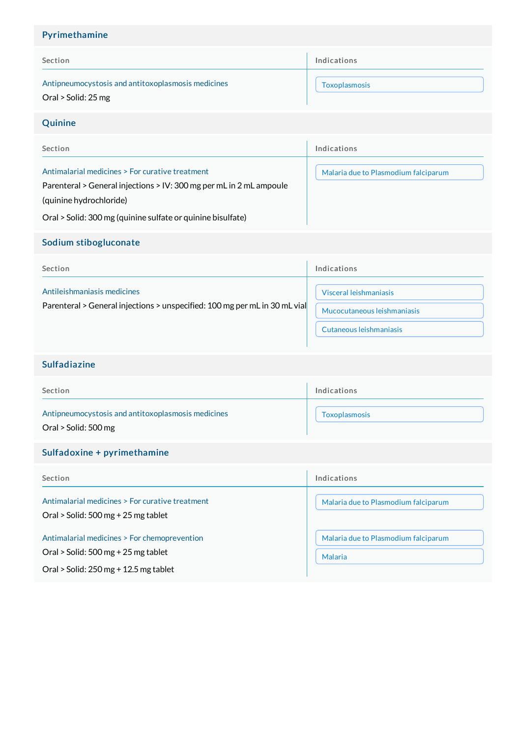## Pyrimethamine

| Section | Indications |
| --- | --- |
| Antipneumocystosis and antitoxoplasmosis medicines<br>Oral > Solid: 25 mg | Toxoplasmosis |

## Quinine

| Section | Indications |
| --- | --- |
| Antimalarial medicines > For curative treatment<br>Parenteral > General injections > IV: 300 mg per mL in 2 mL ampoule (quinine hydrochloride)<br>Oral > Solid: 300 mg (quinine sulfate or quinine bisulfate) | Malaria due to Plasmodium falciparum |

## Sodium stibogluconate

| Section | Indications |
| --- | --- |
| Antileishmaniasis medicines<br>Parenteral > General injections > unspecified: 100 mg per mL in 30 mL vial | Visceral leishmaniasis<br>Mucocutaneous leishmaniasis<br>Cutaneous leishmaniasis |

## Sulfadiazine

| Section | Indications |
| --- | --- |
| Antipneumocystosis and antitoxoplasmosis medicines<br>Oral > Solid: 500 mg | Toxoplasmosis |

## Sulfadoxine + pyrimethamine

| Section | Indications |
| --- | --- |
| Antimalarial medicines > For curative treatment<br>Oral > Solid: 500 mg + 25 mg tablet | Malaria due to Plasmodium falciparum |
| Antimalarial medicines > For chemoprevention<br>Oral > Solid: 500 mg + 25 mg tablet<br>Oral > Solid: 250 mg + 12.5 mg tablet | Malaria due to Plasmodium falciparum<br>Malaria |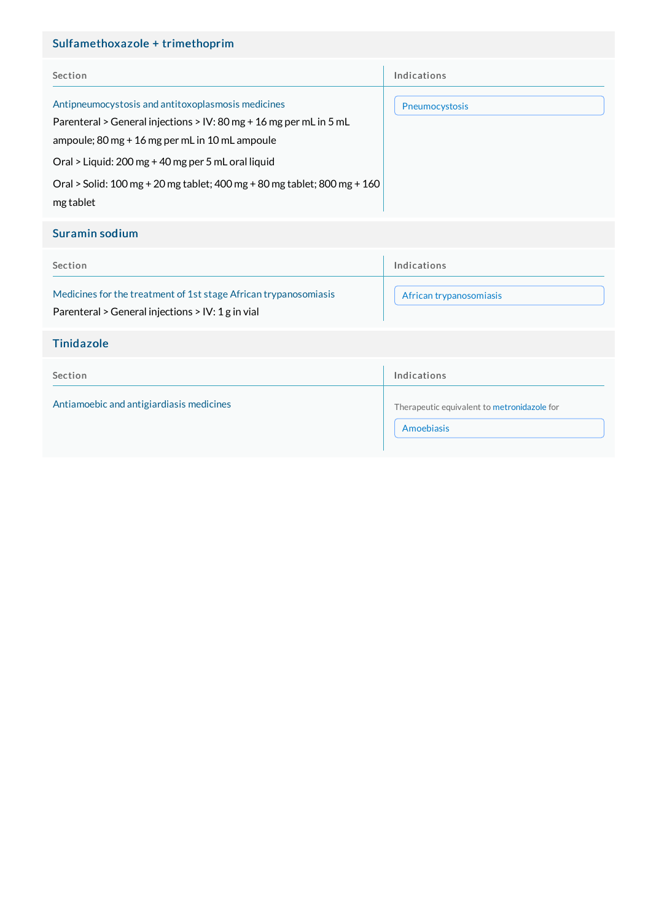## Sulfamethoxazole + trimethoprim

| Section | Indications |
|---|---|
| Antipneumocystosis and antitoxoplasmosis medicines<br>Parenteral > General injections > IV: 80 mg + 16 mg per mL in 5 mL ampoule; 80 mg + 16 mg per mL in 10 mL ampoule<br>Oral > Liquid: 200 mg + 40 mg per 5 mL oral liquid<br>Oral > Solid: 100 mg + 20 mg tablet; 400 mg + 80 mg tablet; 800 mg + 160 mg tablet | Pneumocystosis |

## Suramin sodium

| Section | Indications |
|---|---|
| Medicines for the treatment of 1st stage African trypanosomiasis<br>Parenteral > General injections > IV: 1 g in vial | African trypanosomiasis |

## Tinidazole

| Section | Indications |
|---|---|
| Antiamoebic and antigiardiasis medicines | Therapeutic equivalent to metronidazole for<br>Amoebiasis |